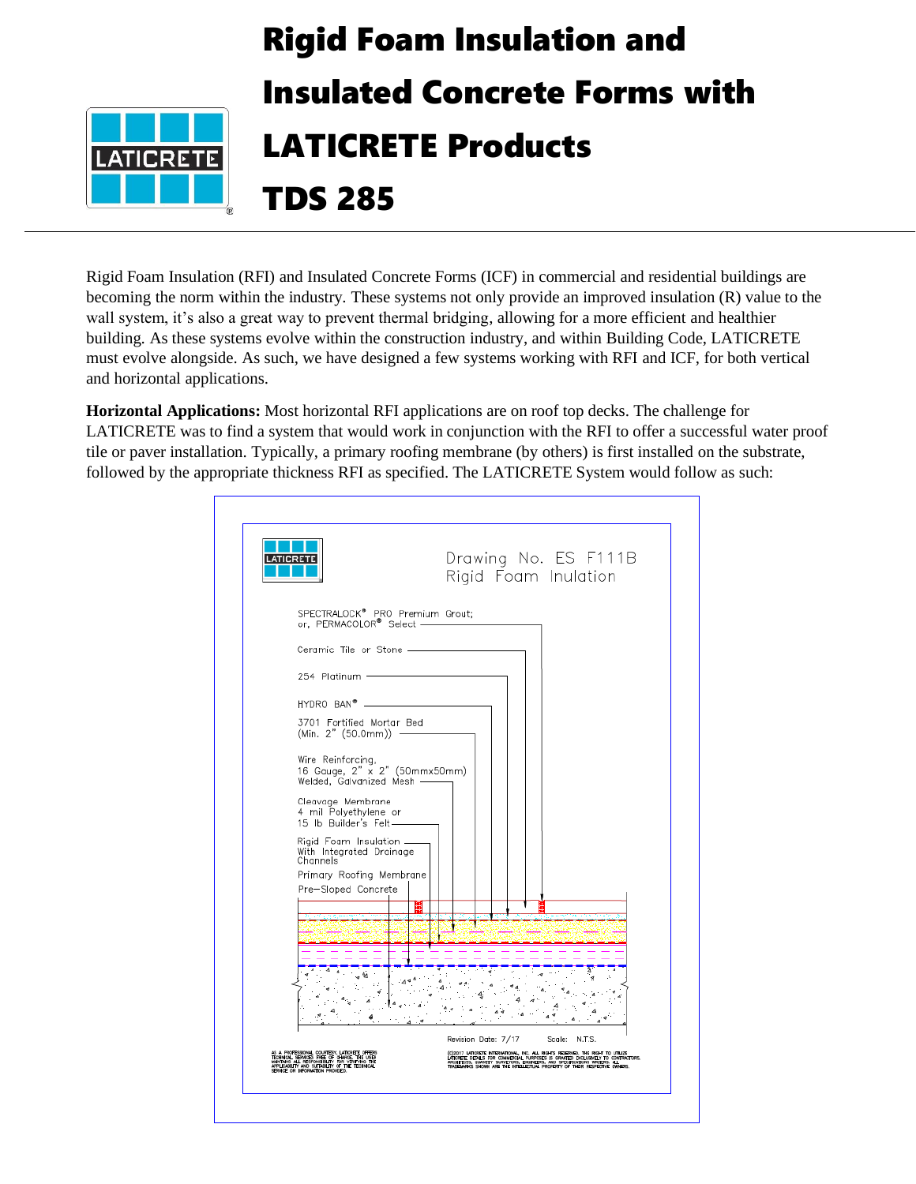# Rigid Foam Insulation and Insulated Concrete Forms with LATICRETE Products

# TDS 285

Rigid Foam Insulation (RFI) and Insulated Concrete Forms (ICF) in commercial and residential buildings are becoming the norm within the industry. These systems not only provide an improved insulation (R) value to the wall system, it's also a great way to prevent thermal bridging, allowing for a more efficient and healthier building. As these systems evolve within the construction industry, and within Building Code, LATICRETE must evolve alongside. As such, we have designed a few systems working with RFI and ICF, for both vertical and horizontal applications.

**Horizontal Applications:** Most horizontal RFI applications are on roof top decks. The challenge for LATICRETE was to find a system that would work in conjunction with the RFI to offer a successful water proof tile or paver installation. Typically, a primary roofing membrane (by others) is first installed on the substrate, followed by the appropriate thickness RFI as specified. The LATICRETE System would follow as such:

Drawing No. ES F111B
Rigid Foam Inulation

- SPECTRALOCK® PRO Premium Grout; or, PERMACOLOR® Select
- Ceramic Tile or Stone
- 254 Platinum
- HYDRO BAN®
- 3701 Fortified Mortar Bed (Min. 2" (50.0mm))
- Wire Reinforcing, 16 Gauge, 2" x 2" (50mmx50mm) Welded, Galvanized Mesh
- Cleavage Membrane 4 mil Polyethylene or 15 lb Builder's Felt
- Rigid Foam Insulation With Integrated Drainage Channels
- Primary Roofing Membrane
- Pre–Sloped Concrete

Revision Date: 7/17 Scale: N.T.S.

AS A PROFESSIONAL COURTESY, LATICRETE OFFERS TECHNICAL SERVICES FREE OF CHARGE. THE USER MAINTAINS ALL RESPONSIBILITY FOR VERIFYING THE APPLICABILITY AND SUITABILITY OF THE TECHNICAL SERVICE OR INFORMATION PROVIDED.

(C)2017 LATICRETE INTERNATIONAL, INC. ALL RIGHTS RESERVED. THE RIGHT TO UTILIZE LATICRETE DETAILS FOR COMMERCIAL PURPOSES IS GRANTED EXCLUSIVELY TO CONTRACTORS, ARCHITECTS, QUANTITY SURVEYORS, ENGINEERS, AND SPECIFICATIONS WRITERS. ALL TRADEMARKS SHOWN ARE THE INTELLECTUAL PROPERTY OF THEIR RESPECTIVE OWNERS.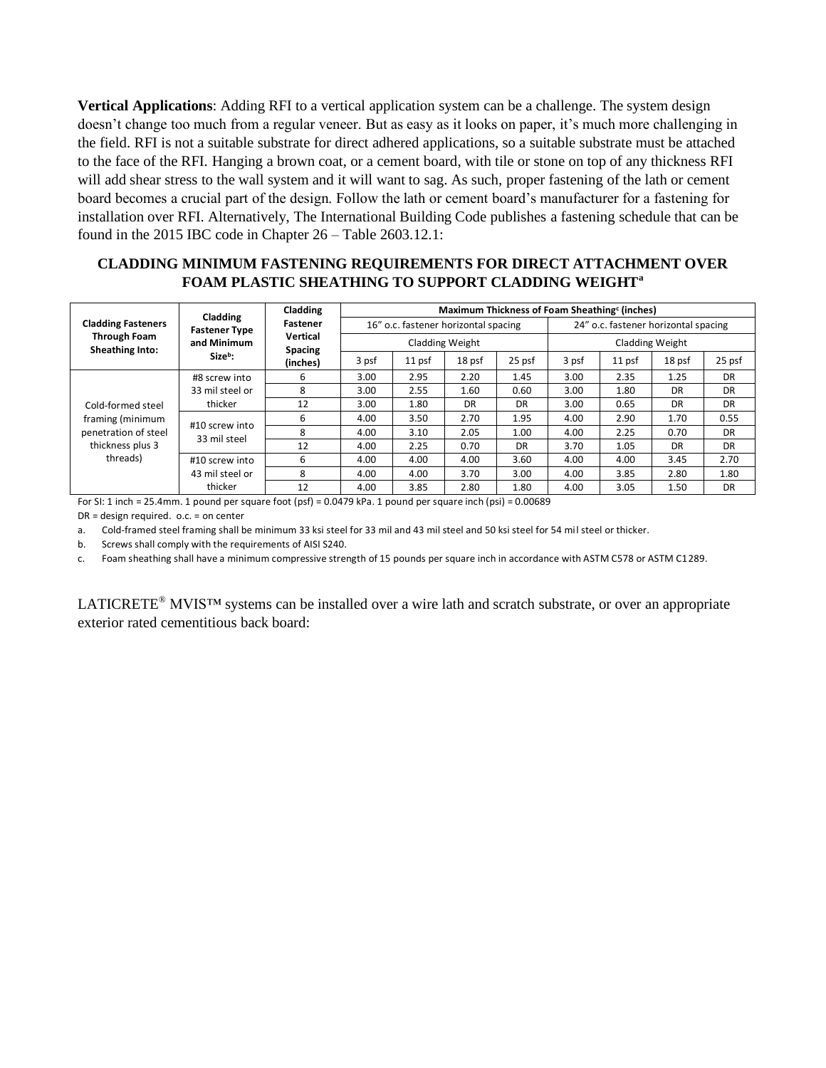**Vertical Applications**: Adding RFI to a vertical application system can be a challenge. The system design doesn't change too much from a regular veneer. But as easy as it looks on paper, it's much more challenging in the field. RFI is not a suitable substrate for direct adhered applications, so a suitable substrate must be attached to the face of the RFI. Hanging a brown coat, or a cement board, with tile or stone on top of any thickness RFI will add shear stress to the wall system and it will want to sag. As such, proper fastening of the lath or cement board becomes a crucial part of the design. Follow the lath or cement board's manufacturer for a fastening for installation over RFI. Alternatively, The International Building Code publishes a fastening schedule that can be found in the 2015 IBC code in Chapter 26 – Table 2603.12.1:

**CLADDING MINIMUM FASTENING REQUIREMENTS FOR DIRECT ATTACHMENT OVER FOAM PLASTIC SHEATHING TO SUPPORT CLADDING WEIGHT[a]**

| Cladding Fasteners Through Foam Sheathing Into: | Cladding Fastener Type and Minimum Size[b]: | Cladding Fastener Vertical Spacing (inches) | Maximum Thickness of Foam Sheathing[c] (inches) | | | | | | | |
|---|---|---|---|---|---|---|---|---|---|---|
| | | | 16" o.c. fastener horizontal spacing | | | | 24" o.c. fastener horizontal spacing | | | |
| | | | Cladding Weight | | | | Cladding Weight | | | |
| | | | 3 psf | 11 psf | 18 psf | 25 psf | 3 psf | 11 psf | 18 psf | 25 psf |
| Cold-formed steel framing (minimum penetration of steel thickness plus 3 threads) | #8 screw into 33 mil steel or thicker | 6 | 3.00 | 2.95 | 2.20 | 1.45 | 3.00 | 2.35 | 1.25 | DR |
| | | 8 | 3.00 | 2.55 | 1.60 | 0.60 | 3.00 | 1.80 | DR | DR |
| | | 12 | 3.00 | 1.80 | DR | DR | 3.00 | 0.65 | DR | DR |
| | #10 screw into 33 mil steel | 6 | 4.00 | 3.50 | 2.70 | 1.95 | 4.00 | 2.90 | 1.70 | 0.55 |
| | | 8 | 4.00 | 3.10 | 2.05 | 1.00 | 4.00 | 2.25 | 0.70 | DR |
| | | 12 | 4.00 | 2.25 | 0.70 | DR | 3.70 | 1.05 | DR | DR |
| | #10 screw into 43 mil steel or thicker | 6 | 4.00 | 4.00 | 4.00 | 3.60 | 4.00 | 4.00 | 3.45 | 2.70 |
| | | 8 | 4.00 | 4.00 | 3.70 | 3.00 | 4.00 | 3.85 | 2.80 | 1.80 |
| | | 12 | 4.00 | 3.85 | 2.80 | 1.80 | 4.00 | 3.05 | 1.50 | DR |

For SI: 1 inch = 25.4mm. 1 pound per square foot (psf) = 0.0479 kPa. 1 pound per square inch (psi) = 0.00689

DR = design required. o.c. = on center

a. Cold-framed steel framing shall be minimum 33 ksi steel for 33 mil and 43 mil steel and 50 ksi steel for 54 mil steel or thicker.

b. Screws shall comply with the requirements of AISI S240.

c. Foam sheathing shall have a minimum compressive strength of 15 pounds per square inch in accordance with ASTM C578 or ASTM C1289.

LATICRETE® MVIS™ systems can be installed over a wire lath and scratch substrate, or over an appropriate exterior rated cementitious back board: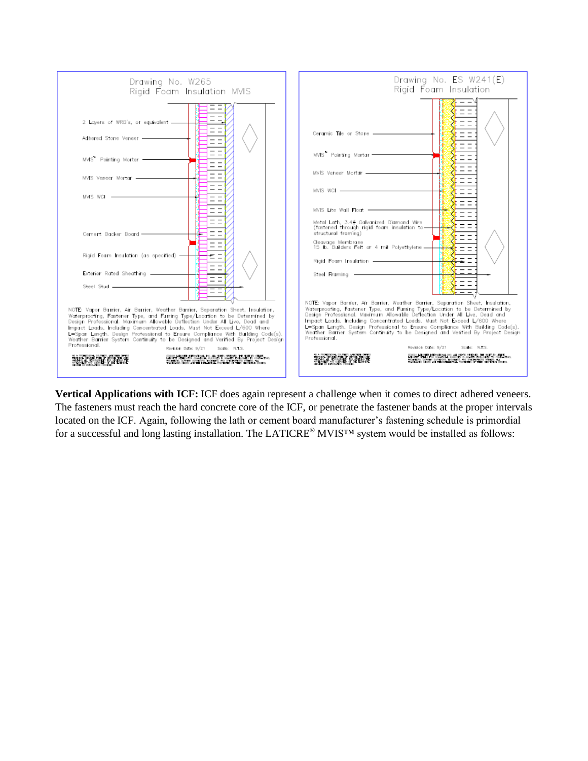Drawing No. W265
Rigid Foam Insulation MVIS

- 2 Layers of WRB's, or equivalent
- Adhered Stone Veneer
- MVIS™ Pointing Mortar
- MVIS Veneer Mortar
- MVIS WCI
- Cement Backer Board
- Rigid Foam Insulation (as specified)
- Exterior Rated Sheathing
- Steel Stud

NOTE: Vapor Barrier, Air Barrier, Weather Barrier, Separation Sheet, Insulation, Waterproofing, Fastener Type, and Furring Type/Location to be Determined by Design Professional. Maximum Allowable Deflection Under All Live, Dead and Impact Loads, Including Concentrated Loads, Must Not Exceed L/600 Where L=Span Length. Design Professional to Ensure Compliance With Building Code(s). Weather Barrier System Continuity to be Designed and Verified By Project Design Professional.

Revision Date: 9/21 Scale: N.T.S.

Drawing No. ES W241(E)
Rigid Foam Insulation

- Ceramic Tile or Stone
- MVIS™ Pointing Mortar
- MVIS Veneer Mortar
- MVIS WCI
- MVIS Lite Wall Float
- Metal Lath, 3.4# Galvanized Diamond Wire (fastened through rigid foam insulation to structural framing)
- Cleavage Membrane 15 lb. Builders Felt or 4 mil Polyethylene
- Rigid Foam Insulation
- Steel Framing

NOTE: Vapor Barrier, Air Barrier, Weather Barrier, Separation Sheet, Insulation, Waterproofing, Fastener Type, and Furring Type/Location to be Determined by Design Professional. Maximum Allowable Deflection Under All Live, Dead and Impact Loads, Including Concentrated Loads, Must Not Exceed L/600 Where L=Span Length. Design Professional to Ensure Compliance With Building Code(s). Weather Barrier System Continuity to be Designed and Verified By Project Design Professional.

Revision Date: 9/21 Scale: N.T.S.

**Vertical Applications with ICF:** ICF does again represent a challenge when it comes to direct adhered veneers. The fasteners must reach the hard concrete core of the ICF, or penetrate the fastener bands at the proper intervals located on the ICF. Again, following the lath or cement board manufacturer's fastening schedule is primordial for a successful and long lasting installation. The LATICRE® MVIS™ system would be installed as follows: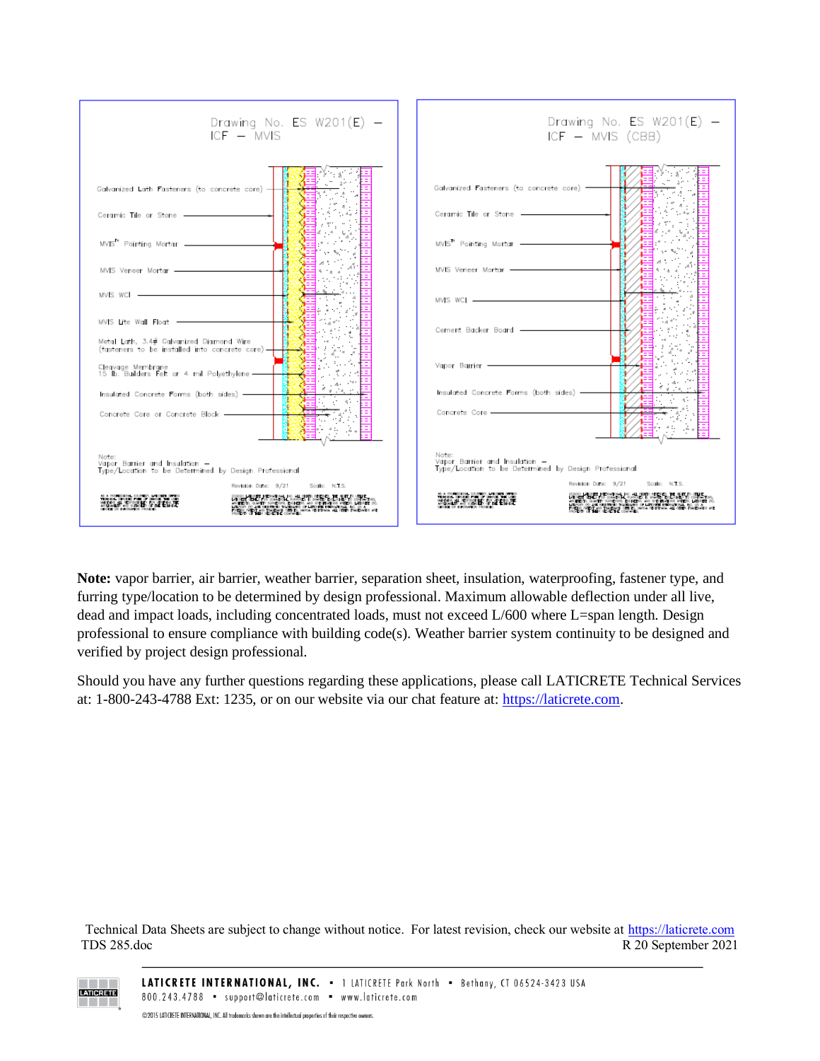Drawing No. ES W201(E) – ICF – MVIS

Galvanized Lath Fasteners (to concrete core)

Ceramic Tile or Stone

MVIS™ Pointing Mortar

MVIS Veneer Mortar

MVIS WCI

MVIS Lite Wall Float

Metal Lath, 3.4# Galvanized Diamond Wire (fasteners to be installed into concrete core)

Cleavage Membrane 15 lb. Builders Felt or 4 mil Polyethylene

Insulated Concrete Forms (both sides)

Concrete Core or Concrete Block

Note: Vapor Barrier and Insulation – Type/Location to be Determined by Design Professional

Revision Date: 9/21 Scale: N.T.S.

Drawing No. ES W201(E) – ICF – MVIS (CBB)

Galvanized Fasteners (to concrete core)

Ceramic Tile or Stone

MVIS™ Pointing Mortar

MVIS Veneer Mortar

MVIS WCI

Cement Backer Board

Vapor Barrier

Insulated Concrete Forms (both sides)

Concrete Core

Note: Vapor Barrier and Insulation – Type/Location to be Determined by Design Professional

Revision Date: 9/21 Scale: N.T.S.

**Note:** vapor barrier, air barrier, weather barrier, separation sheet, insulation, waterproofing, fastener type, and furring type/location to be determined by design professional. Maximum allowable deflection under all live, dead and impact loads, including concentrated loads, must not exceed L/600 where L=span length. Design professional to ensure compliance with building code(s). Weather barrier system continuity to be designed and verified by project design professional.

Should you have any further questions regarding these applications, please call LATICRETE Technical Services at: 1-800-243-4788 Ext: 1235, or on our website via our chat feature at: https://laticrete.com.

Technical Data Sheets are subject to change without notice. For latest revision, check our website at https://laticrete.com

TDS 285.doc R 20 September 2021

LATICRETE INTERNATIONAL, INC. ▪ 1 LATICRETE Park North ▪ Bethany, CT 06524-3423 USA

800.243.4788 ▪ support@laticrete.com ▪ www.laticrete.com

©2015 LATICRETE INTERNATIONAL, INC. All trademarks shown are the intellectual properties of their respective owners.